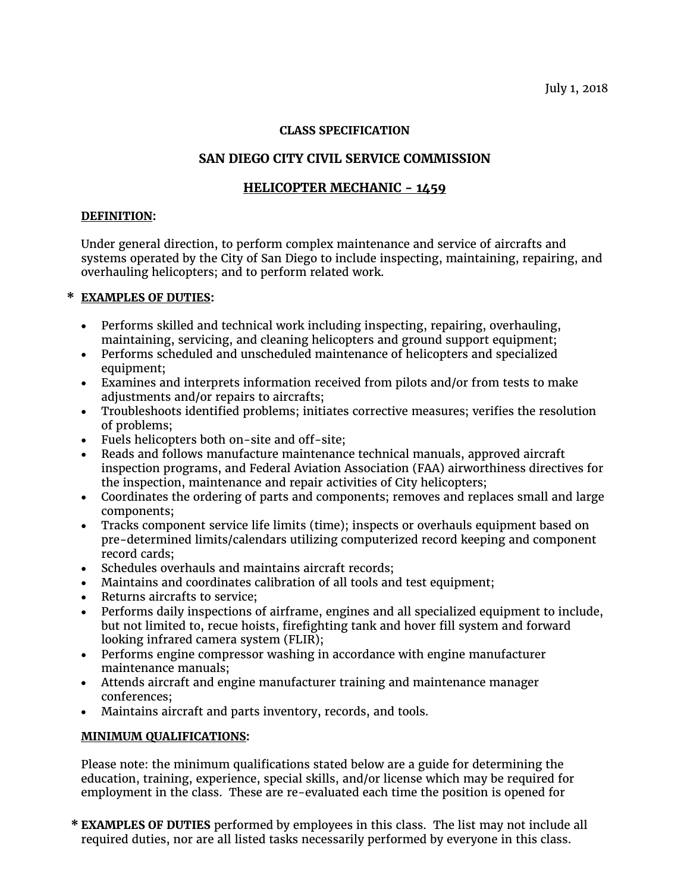July 1, 2018

**CLASS SPECIFICATION**

## SAN DIEGO CITY CIVIL SERVICE COMMISSION

## HELICOPTER MECHANIC - 1459

**DEFINITION:**

Under general direction, to perform complex maintenance and service of aircrafts and systems operated by the City of San Diego to include inspecting, maintaining, repairing, and overhauling helicopters; and to perform related work.

**\* EXAMPLES OF DUTIES:**

- Performs skilled and technical work including inspecting, repairing, overhauling, maintaining, servicing, and cleaning helicopters and ground support equipment;
- Performs scheduled and unscheduled maintenance of helicopters and specialized equipment;
- Examines and interprets information received from pilots and/or from tests to make adjustments and/or repairs to aircrafts;
- Troubleshoots identified problems; initiates corrective measures; verifies the resolution of problems;
- Fuels helicopters both on-site and off-site;
- Reads and follows manufacture maintenance technical manuals, approved aircraft inspection programs, and Federal Aviation Association (FAA) airworthiness directives for the inspection, maintenance and repair activities of City helicopters;
- Coordinates the ordering of parts and components; removes and replaces small and large components;
- Tracks component service life limits (time); inspects or overhauls equipment based on pre-determined limits/calendars utilizing computerized record keeping and component record cards;
- Schedules overhauls and maintains aircraft records;
- Maintains and coordinates calibration of all tools and test equipment;
- Returns aircrafts to service;
- Performs daily inspections of airframe, engines and all specialized equipment to include, but not limited to, recue hoists, firefighting tank and hover fill system and forward looking infrared camera system (FLIR);
- Performs engine compressor washing in accordance with engine manufacturer maintenance manuals;
- Attends aircraft and engine manufacturer training and maintenance manager conferences;
- Maintains aircraft and parts inventory, records, and tools.

**MINIMUM QUALIFICATIONS:**

Please note: the minimum qualifications stated below are a guide for determining the education, training, experience, special skills, and/or license which may be required for employment in the class. These are re-evaluated each time the position is opened for

\* **EXAMPLES OF DUTIES** performed by employees in this class. The list may not include all required duties, nor are all listed tasks necessarily performed by everyone in this class.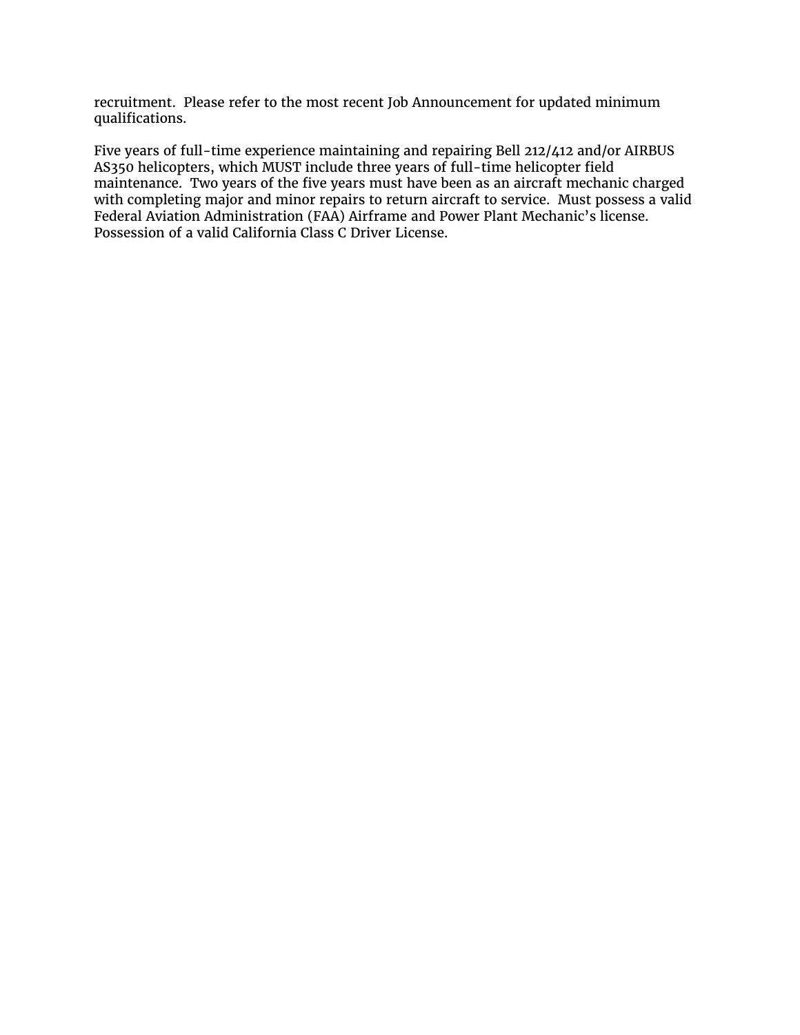recruitment. Please refer to the most recent Job Announcement for updated minimum qualifications.

Five years of full-time experience maintaining and repairing Bell 212/412 and/or AIRBUS AS350 helicopters, which MUST include three years of full-time helicopter field maintenance. Two years of the five years must have been as an aircraft mechanic charged with completing major and minor repairs to return aircraft to service. Must possess a valid Federal Aviation Administration (FAA) Airframe and Power Plant Mechanic's license. Possession of a valid California Class C Driver License.